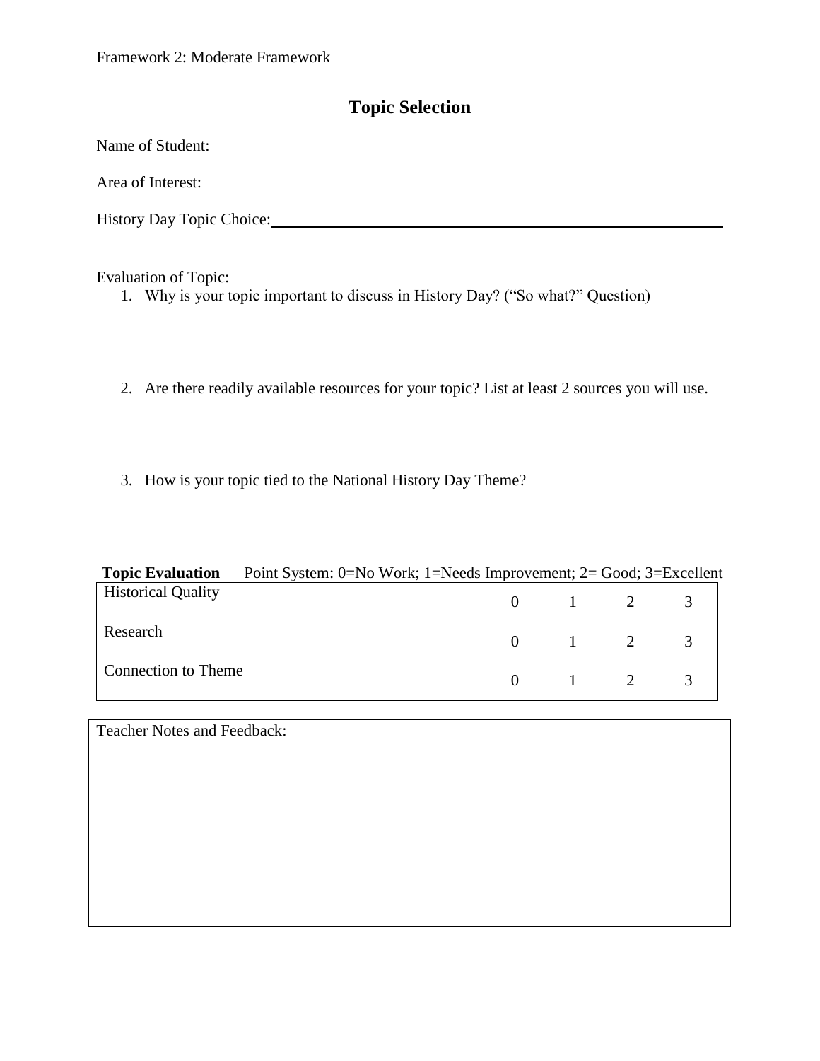Framework 2: Moderate Framework

# Topic Selection

Name of Student: ______________________________________________

Area of Interest: ______________________________________________

History Day Topic Choice: ______________________________________________

---

Evaluation of Topic:

1. Why is your topic important to discuss in History Day? ("So what?" Question)

2. Are there readily available resources for your topic? List at least 2 sources you will use.

3. How is your topic tied to the National History Day Theme?

**Topic Evaluation** Point System: 0=No Work; 1=Needs Improvement; 2= Good; 3=Excellent

| | | | | |
|---|---|---|---|---|
| Historical Quality | 0 | 1 | 2 | 3 |
| Research | 0 | 1 | 2 | 3 |
| Connection to Theme | 0 | 1 | 2 | 3 |

| Teacher Notes and Feedback: |
|---|
| |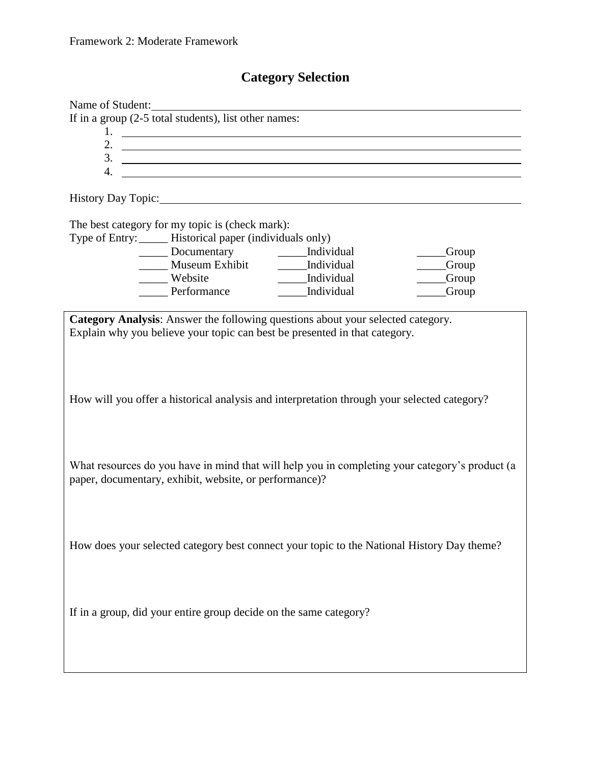Framework 2: Moderate Framework

## Category Selection

Name of Student:\_\_\_\_\_\_\_\_\_\_\_\_\_\_\_\_\_\_\_\_\_\_\_\_\_\_\_\_\_\_\_\_\_\_\_\_\_\_\_\_\_\_\_\_\_\_\_\_\_\_

If in a group (2-5 total students), list other names:

1. \_\_\_\_\_\_\_\_\_\_\_\_\_\_\_\_\_\_\_\_\_\_\_\_\_\_\_\_\_\_\_\_\_\_\_\_\_\_\_\_\_\_\_\_\_\_\_\_\_\_
2. \_\_\_\_\_\_\_\_\_\_\_\_\_\_\_\_\_\_\_\_\_\_\_\_\_\_\_\_\_\_\_\_\_\_\_\_\_\_\_\_\_\_\_\_\_\_\_\_\_\_
3. \_\_\_\_\_\_\_\_\_\_\_\_\_\_\_\_\_\_\_\_\_\_\_\_\_\_\_\_\_\_\_\_\_\_\_\_\_\_\_\_\_\_\_\_\_\_\_\_\_\_
4. \_\_\_\_\_\_\_\_\_\_\_\_\_\_\_\_\_\_\_\_\_\_\_\_\_\_\_\_\_\_\_\_\_\_\_\_\_\_\_\_\_\_\_\_\_\_\_\_\_\_

History Day Topic:\_\_\_\_\_\_\_\_\_\_\_\_\_\_\_\_\_\_\_\_\_\_\_\_\_\_\_\_\_\_\_\_\_\_\_\_\_\_\_\_\_\_\_\_\_\_\_\_\_\_

The best category for my topic is (check mark):

Type of Entry: \_\_\_\_\_ Historical paper (individuals only)

| | | |
|---|---|---|
| \_\_\_\_\_ Documentary | \_\_\_\_\_Individual | \_\_\_\_\_Group |
| \_\_\_\_\_ Museum Exhibit | \_\_\_\_\_Individual | \_\_\_\_\_Group |
| \_\_\_\_\_ Website | \_\_\_\_\_Individual | \_\_\_\_\_Group |
| \_\_\_\_\_ Performance | \_\_\_\_\_Individual | \_\_\_\_\_Group |

**Category Analysis**: Answer the following questions about your selected category.
Explain why you believe your topic can best be presented in that category.

How will you offer a historical analysis and interpretation through your selected category?

What resources do you have in mind that will help you in completing your category's product (a paper, documentary, exhibit, website, or performance)?

How does your selected category best connect your topic to the National History Day theme?

If in a group, did your entire group decide on the same category?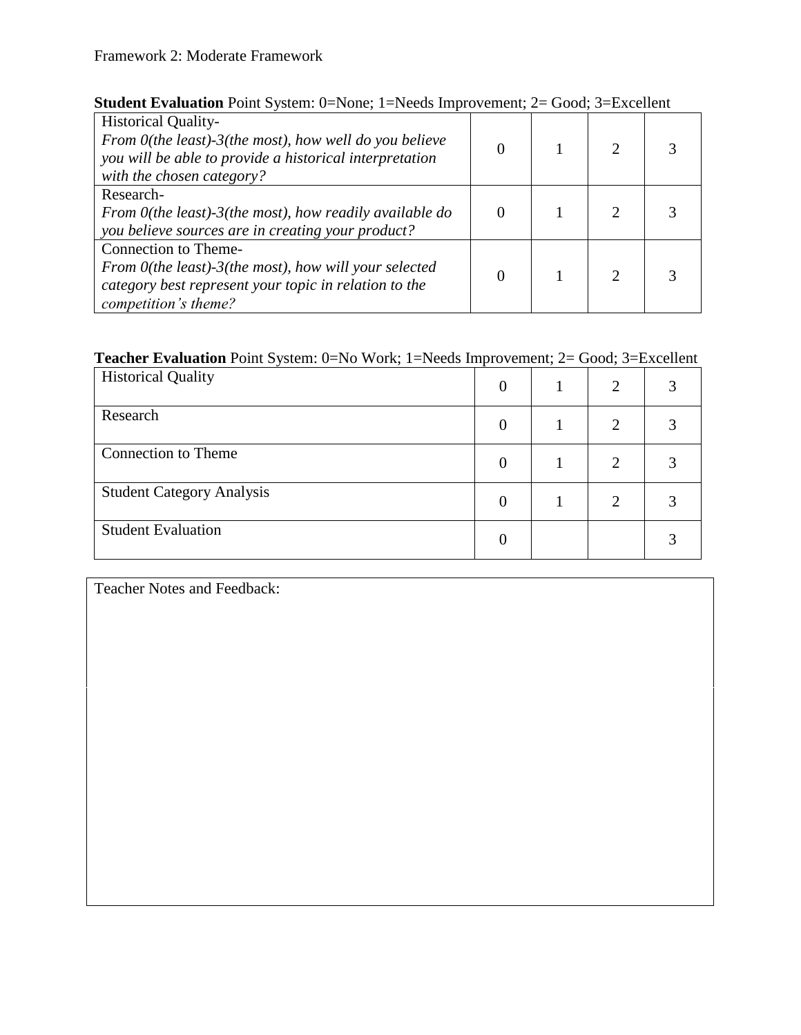Framework 2: Moderate Framework

**Student Evaluation** Point System: 0=None; 1=Needs Improvement; 2= Good; 3=Excellent

| Criteria | | | | |
|---|---|---|---|---|
| Historical Quality-<br>*From 0(the least)-3(the most), how well do you believe you will be able to provide a historical interpretation with the chosen category?* | 0 | 1 | 2 | 3 |
| Research-<br>*From 0(the least)-3(the most), how readily available do you believe sources are in creating your product?* | 0 | 1 | 2 | 3 |
| Connection to Theme-<br>*From 0(the least)-3(the most), how will your selected category best represent your topic in relation to the competition's theme?* | 0 | 1 | 2 | 3 |

**Teacher Evaluation** Point System: 0=No Work; 1=Needs Improvement; 2= Good; 3=Excellent

| Criteria | | | | |
|---|---|---|---|---|
| Historical Quality | 0 | 1 | 2 | 3 |
| Research | 0 | 1 | 2 | 3 |
| Connection to Theme | 0 | 1 | 2 | 3 |
| Student Category Analysis | 0 | 1 | 2 | 3 |
| Student Evaluation | 0 | | | 3 |

| Teacher Notes and Feedback: |
|---|
| |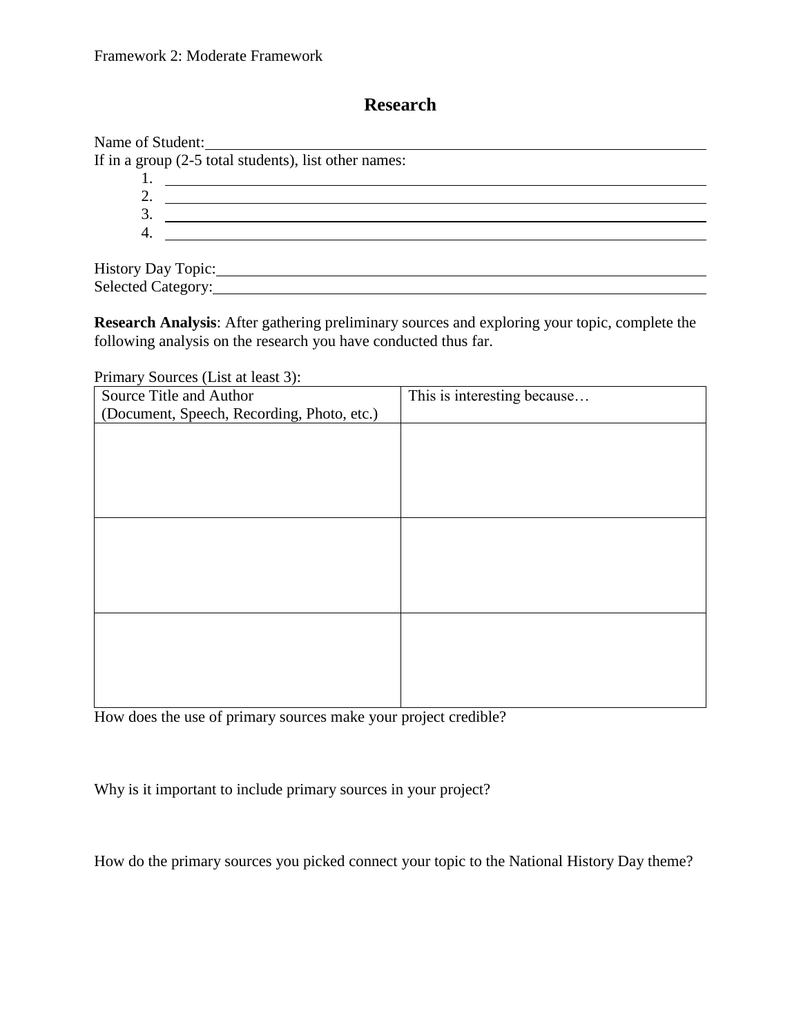Framework 2: Moderate Framework

# Research

Name of Student: \_\_\_\_\_\_\_\_\_\_\_\_\_\_\_\_\_\_\_\_\_\_\_\_\_\_\_\_\_\_\_\_\_\_\_\_\_\_\_\_

If in a group (2-5 total students), list other names:

1. \_\_\_\_\_\_\_\_\_\_\_\_\_\_\_\_\_\_\_\_\_\_\_\_\_\_\_\_\_\_\_\_\_\_\_\_\_\_\_\_
2. \_\_\_\_\_\_\_\_\_\_\_\_\_\_\_\_\_\_\_\_\_\_\_\_\_\_\_\_\_\_\_\_\_\_\_\_\_\_\_\_
3. \_\_\_\_\_\_\_\_\_\_\_\_\_\_\_\_\_\_\_\_\_\_\_\_\_\_\_\_\_\_\_\_\_\_\_\_\_\_\_\_
4. \_\_\_\_\_\_\_\_\_\_\_\_\_\_\_\_\_\_\_\_\_\_\_\_\_\_\_\_\_\_\_\_\_\_\_\_\_\_\_\_

History Day Topic: \_\_\_\_\_\_\_\_\_\_\_\_\_\_\_\_\_\_\_\_\_\_\_\_\_\_\_\_\_\_\_\_\_\_\_\_\_\_\_\_

Selected Category: \_\_\_\_\_\_\_\_\_\_\_\_\_\_\_\_\_\_\_\_\_\_\_\_\_\_\_\_\_\_\_\_\_\_\_\_\_\_\_\_

**Research Analysis**: After gathering preliminary sources and exploring your topic, complete the following analysis on the research you have conducted thus far.

Primary Sources (List at least 3):

| Source Title and Author (Document, Speech, Recording, Photo, etc.) | This is interesting because… |
| --- | --- |
| | |
| | |
| | |

How does the use of primary sources make your project credible?

Why is it important to include primary sources in your project?

How do the primary sources you picked connect your topic to the National History Day theme?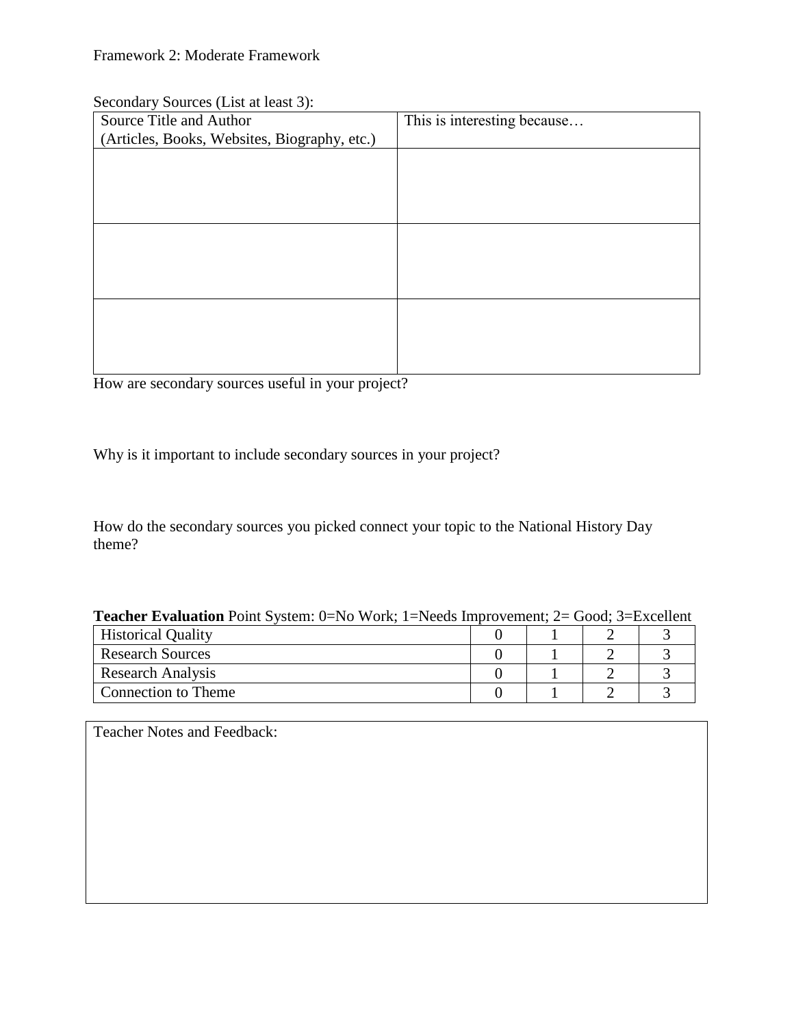Framework 2: Moderate Framework

Secondary Sources (List at least 3):

| Source Title and Author<br>(Articles, Books, Websites, Biography, etc.) | This is interesting because… |
|---|---|
| | |
| | |
| | |

How are secondary sources useful in your project?

Why is it important to include secondary sources in your project?

How do the secondary sources you picked connect your topic to the National History Day theme?

**Teacher Evaluation** Point System: 0=No Work; 1=Needs Improvement; 2= Good; 3=Excellent

| | | | | |
|---|---|---|---|---|
| Historical Quality | 0 | 1 | 2 | 3 |
| Research Sources | 0 | 1 | 2 | 3 |
| Research Analysis | 0 | 1 | 2 | 3 |
| Connection to Theme | 0 | 1 | 2 | 3 |

| Teacher Notes and Feedback: |
|---|
| |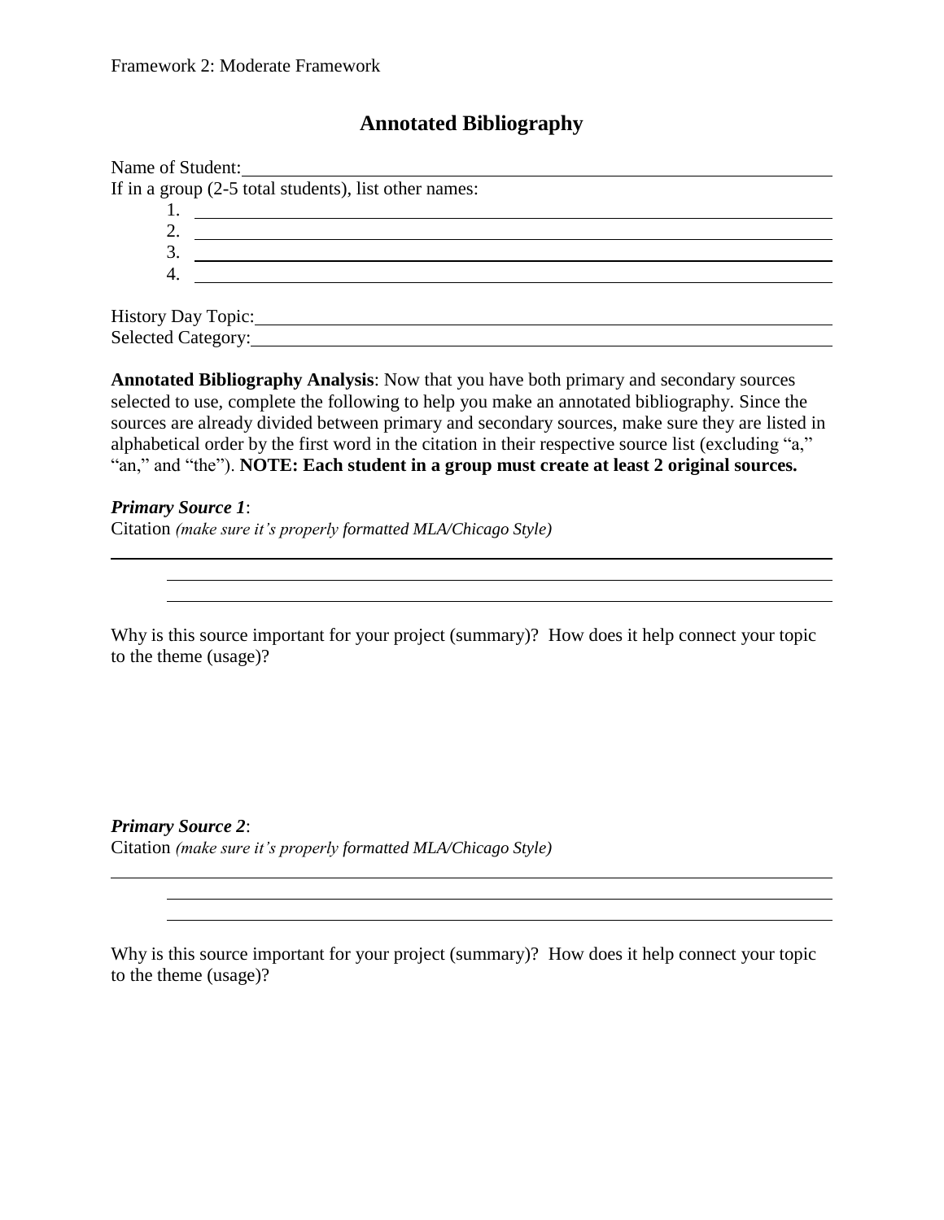Framework 2: Moderate Framework

# Annotated Bibliography

Name of Student: ______________________________________________

If in a group (2-5 total students), list other names:

1. ______________________________________________
2. ______________________________________________
3. ______________________________________________
4. ______________________________________________

History Day Topic: ______________________________________________

Selected Category: ______________________________________________

**Annotated Bibliography Analysis**: Now that you have both primary and secondary sources selected to use, complete the following to help you make an annotated bibliography. Since the sources are already divided between primary and secondary sources, make sure they are listed in alphabetical order by the first word in the citation in their respective source list (excluding "a," "an," and "the"). **NOTE: Each student in a group must create at least 2 original sources.**

***Primary Source 1***:

Citation *(make sure it's properly formatted MLA/Chicago Style)*

______________________________________________

______________________________________________

______________________________________________

Why is this source important for your project (summary)? How does it help connect your topic to the theme (usage)?

***Primary Source 2***:

Citation *(make sure it's properly formatted MLA/Chicago Style)*

______________________________________________

______________________________________________

______________________________________________

Why is this source important for your project (summary)? How does it help connect your topic to the theme (usage)?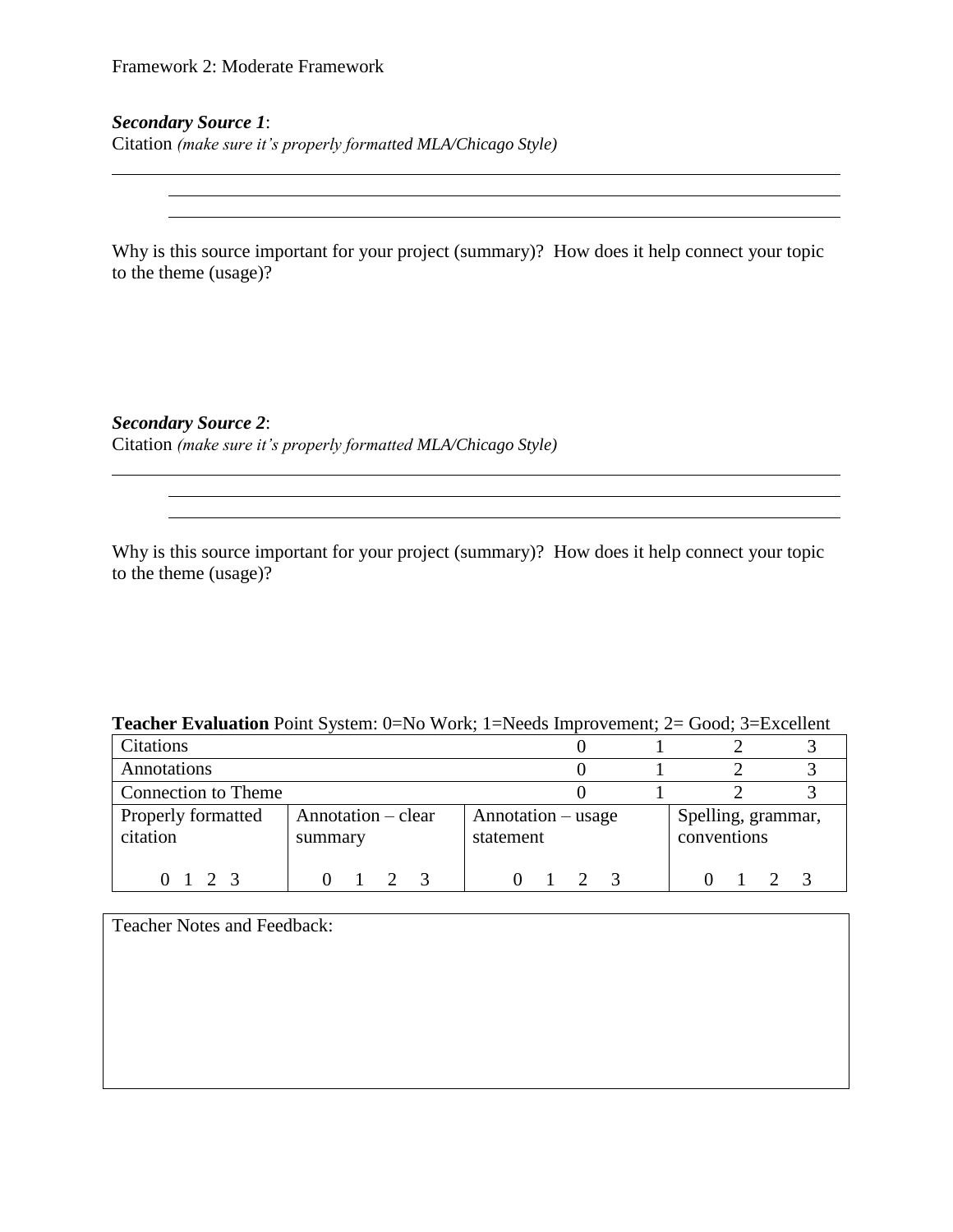Framework 2: Moderate Framework

***Secondary Source 1***:

Citation *(make sure it's properly formatted MLA/Chicago Style)*

\_\_\_\_\_\_\_\_\_\_\_\_\_\_\_\_\_\_\_\_\_\_\_\_\_\_\_\_\_\_\_\_\_\_\_\_\_\_\_\_\_\_\_\_\_\_\_\_\_\_\_\_\_\_\_\_\_\_\_\_\_\_\_\_\_\_\_\_\_\_\_\_\_\_

\_\_\_\_\_\_\_\_\_\_\_\_\_\_\_\_\_\_\_\_\_\_\_\_\_\_\_\_\_\_\_\_\_\_\_\_\_\_\_\_\_\_\_\_\_\_\_\_\_\_\_\_\_\_\_\_\_\_\_\_\_\_\_\_\_\_\_\_\_

\_\_\_\_\_\_\_\_\_\_\_\_\_\_\_\_\_\_\_\_\_\_\_\_\_\_\_\_\_\_\_\_\_\_\_\_\_\_\_\_\_\_\_\_\_\_\_\_\_\_\_\_\_\_\_\_\_\_\_\_\_\_\_\_\_\_\_\_\_

Why is this source important for your project (summary)? How does it help connect your topic to the theme (usage)?

***Secondary Source 2***:

Citation *(make sure it's properly formatted MLA/Chicago Style)*

\_\_\_\_\_\_\_\_\_\_\_\_\_\_\_\_\_\_\_\_\_\_\_\_\_\_\_\_\_\_\_\_\_\_\_\_\_\_\_\_\_\_\_\_\_\_\_\_\_\_\_\_\_\_\_\_\_\_\_\_\_\_\_\_\_\_\_\_\_\_\_\_\_\_

\_\_\_\_\_\_\_\_\_\_\_\_\_\_\_\_\_\_\_\_\_\_\_\_\_\_\_\_\_\_\_\_\_\_\_\_\_\_\_\_\_\_\_\_\_\_\_\_\_\_\_\_\_\_\_\_\_\_\_\_\_\_\_\_\_\_\_\_\_

\_\_\_\_\_\_\_\_\_\_\_\_\_\_\_\_\_\_\_\_\_\_\_\_\_\_\_\_\_\_\_\_\_\_\_\_\_\_\_\_\_\_\_\_\_\_\_\_\_\_\_\_\_\_\_\_\_\_\_\_\_\_\_\_\_\_\_\_\_

Why is this source important for your project (summary)? How does it help connect your topic to the theme (usage)?

**Teacher Evaluation** Point System: 0=No Work; 1=Needs Improvement; 2= Good; 3=Excellent

| Citations | | | 0 | 1 | 2 | 3 |
|---|---|---|---|---|---|---|
| Annotations | | | 0 | 1 | 2 | 3 |
| Connection to Theme | | | 0 | 1 | 2 | 3 |
| Properly formatted citation<br><br>0 1 2 3 | Annotation – clear summary<br><br>0 1 2 3 | Annotation – usage statement<br><br>0 1 2 3 | | | Spelling, grammar, conventions<br><br>0 1 2 3 | |

| Teacher Notes and Feedback: |
|---|
| |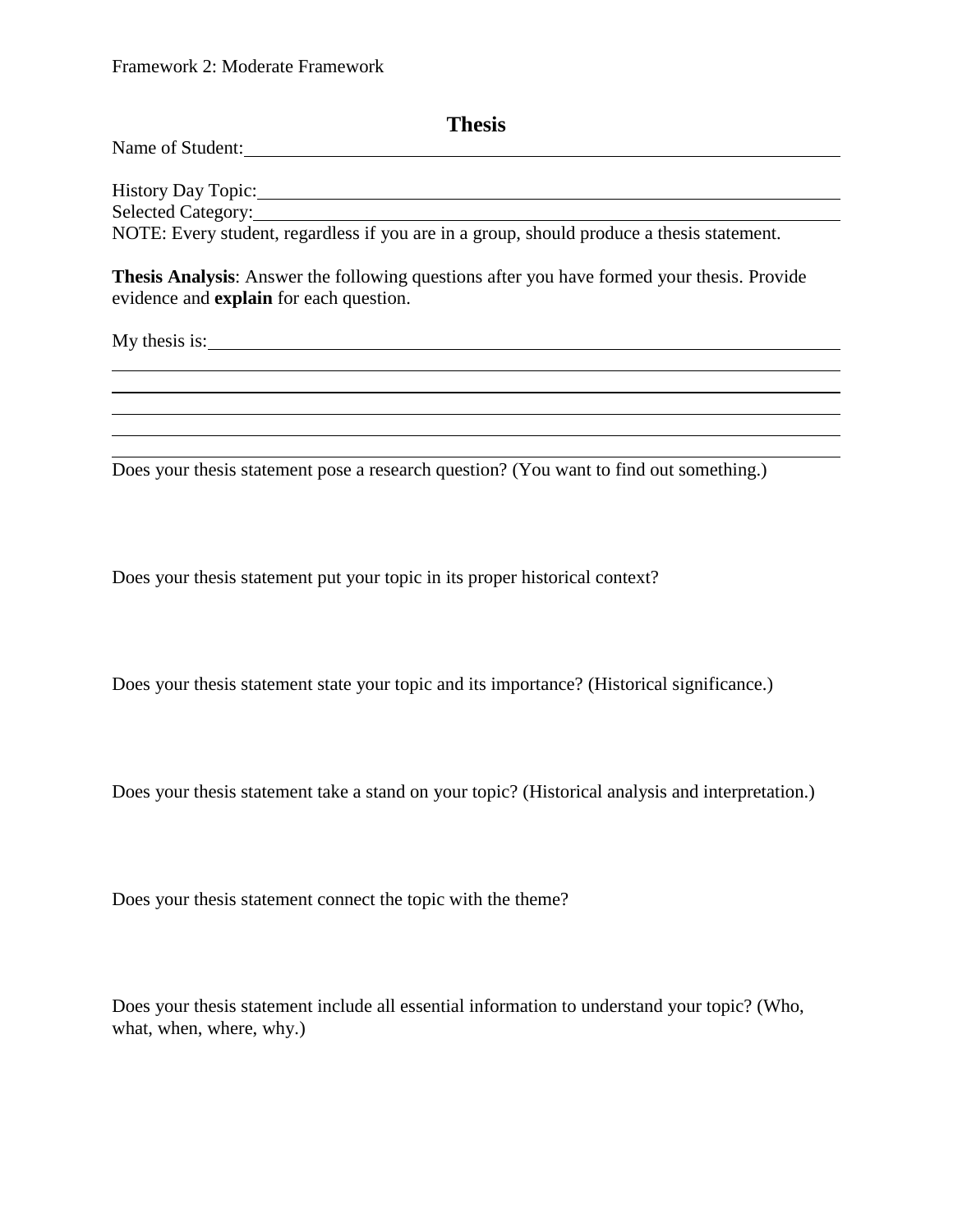Framework 2: Moderate Framework

# Thesis

Name of Student: ____________________________________________________________

History Day Topic: __________________________________________________________

Selected Category: __________________________________________________________

NOTE: Every student, regardless if you are in a group, should produce a thesis statement.

**Thesis Analysis**: Answer the following questions after you have formed your thesis. Provide evidence and **explain** for each question.

My thesis is: ______________________________________________________________

__________________________________________________________________________

__________________________________________________________________________

__________________________________________________________________________

__________________________________________________________________________

__________________________________________________________________________

Does your thesis statement pose a research question? (You want to find out something.)

Does your thesis statement put your topic in its proper historical context?

Does your thesis statement state your topic and its importance? (Historical significance.)

Does your thesis statement take a stand on your topic? (Historical analysis and interpretation.)

Does your thesis statement connect the topic with the theme?

Does your thesis statement include all essential information to understand your topic? (Who, what, when, where, why.)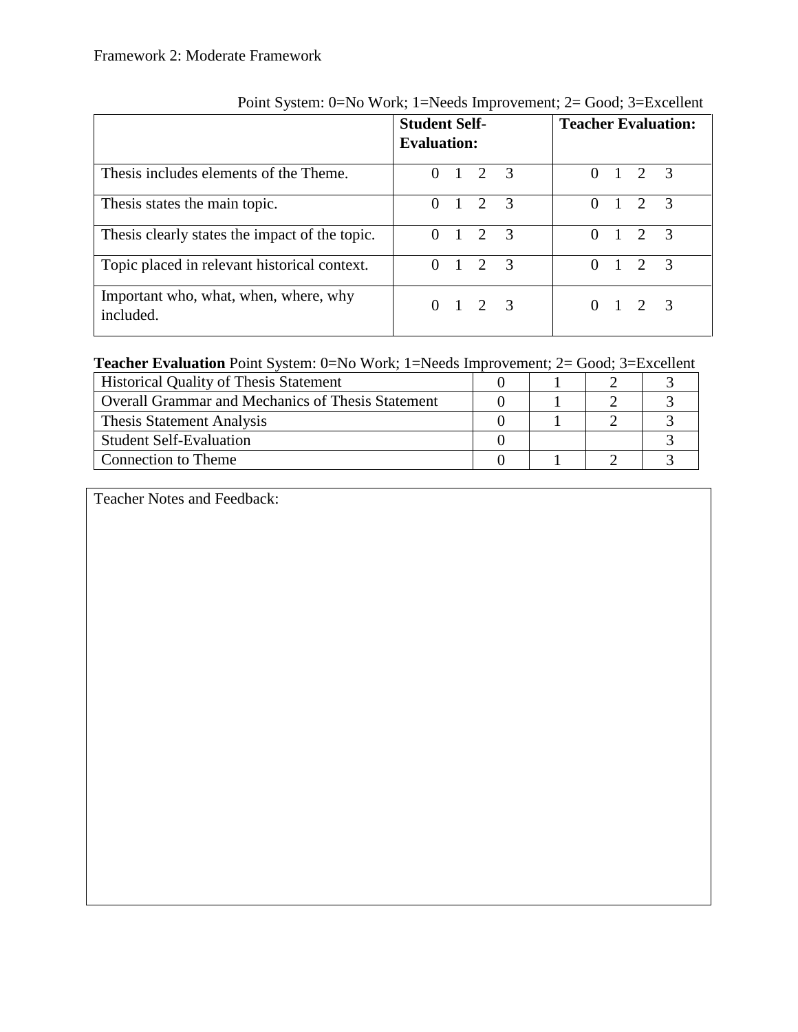Framework 2: Moderate Framework

Point System: 0=No Work; 1=Needs Improvement; 2= Good; 3=Excellent

| | **Student Self-Evaluation:** | **Teacher Evaluation:** |
|---|---|---|
| Thesis includes elements of the Theme. | 0 1 2 3 | 0 1 2 3 |
| Thesis states the main topic. | 0 1 2 3 | 0 1 2 3 |
| Thesis clearly states the impact of the topic. | 0 1 2 3 | 0 1 2 3 |
| Topic placed in relevant historical context. | 0 1 2 3 | 0 1 2 3 |
| Important who, what, when, where, why included. | 0 1 2 3 | 0 1 2 3 |

**Teacher Evaluation** Point System: 0=No Work; 1=Needs Improvement; 2= Good; 3=Excellent

| | | | | |
|---|---|---|---|---|
| Historical Quality of Thesis Statement | 0 | 1 | 2 | 3 |
| Overall Grammar and Mechanics of Thesis Statement | 0 | 1 | 2 | 3 |
| Thesis Statement Analysis | 0 | 1 | 2 | 3 |
| Student Self-Evaluation | 0 | | | 3 |
| Connection to Theme | 0 | 1 | 2 | 3 |

Teacher Notes and Feedback: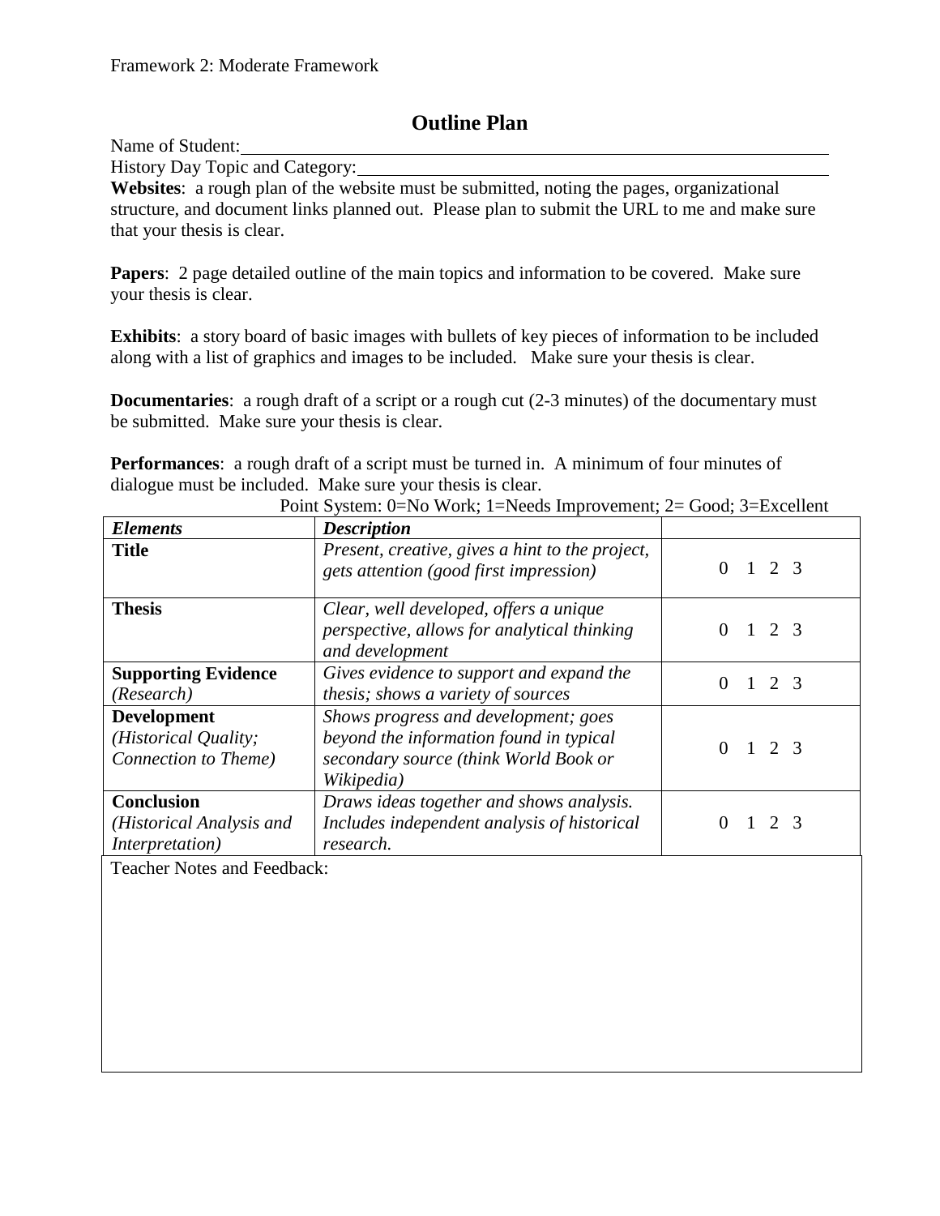Framework 2: Moderate Framework

# Outline Plan

Name of Student: ______________________________

History Day Topic and Category: ______________________________

**Websites**: a rough plan of the website must be submitted, noting the pages, organizational structure, and document links planned out. Please plan to submit the URL to me and make sure that your thesis is clear.

**Papers**: 2 page detailed outline of the main topics and information to be covered. Make sure your thesis is clear.

**Exhibits**: a story board of basic images with bullets of key pieces of information to be included along with a list of graphics and images to be included. Make sure your thesis is clear.

**Documentaries**: a rough draft of a script or a rough cut (2-3 minutes) of the documentary must be submitted. Make sure your thesis is clear.

**Performances**: a rough draft of a script must be turned in. A minimum of four minutes of dialogue must be included. Make sure your thesis is clear.

Point System: 0=No Work; 1=Needs Improvement; 2= Good; 3=Excellent

| ***Elements*** | ***Description*** | |
|---|---|---|
| **Title** | *Present, creative, gives a hint to the project, gets attention (good first impression)* | 0 1 2 3 |
| **Thesis** | *Clear, well developed, offers a unique perspective, allows for analytical thinking and development* | 0 1 2 3 |
| **Supporting Evidence** *(Research)* | *Gives evidence to support and expand the thesis; shows a variety of sources* | 0 1 2 3 |
| **Development** *(Historical Quality; Connection to Theme)* | *Shows progress and development; goes beyond the information found in typical secondary source (think World Book or Wikipedia)* | 0 1 2 3 |
| **Conclusion** *(Historical Analysis and Interpretation)* | *Draws ideas together and shows analysis. Includes independent analysis of historical research.* | 0 1 2 3 |

Teacher Notes and Feedback: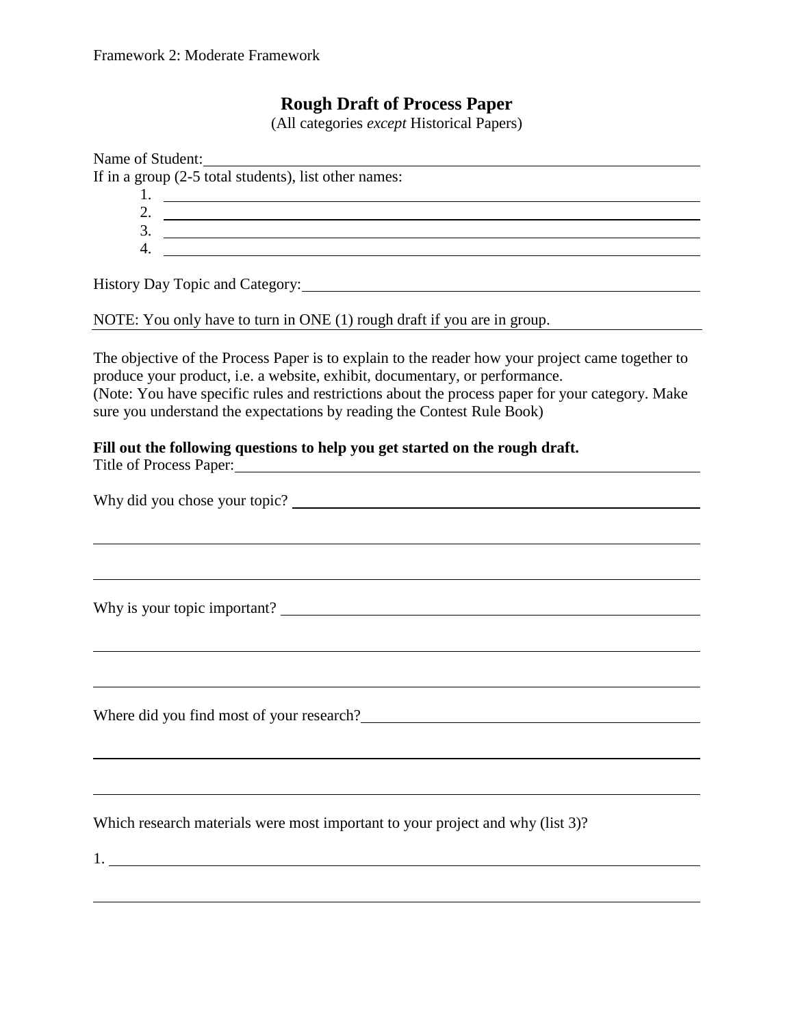Framework 2: Moderate Framework

## Rough Draft of Process Paper

(All categories *except* Historical Papers)

Name of Student: ____________________________________________

If in a group (2-5 total students), list other names:

1. ____________________________________________
2. ____________________________________________
3. ____________________________________________
4. ____________________________________________

History Day Topic and Category: ____________________________________________

NOTE: You only have to turn in ONE (1) rough draft if you are in group.

The objective of the Process Paper is to explain to the reader how your project came together to produce your product, i.e. a website, exhibit, documentary, or performance.
(Note: You have specific rules and restrictions about the process paper for your category. Make sure you understand the expectations by reading the Contest Rule Book)

**Fill out the following questions to help you get started on the rough draft.**

Title of Process Paper: ____________________________________________

Why did you chose your topic? ____________________________________________

____________________________________________

____________________________________________

Why is your topic important? ____________________________________________

____________________________________________

____________________________________________

Where did you find most of your research? ____________________________________________

____________________________________________

____________________________________________

Which research materials were most important to your project and why (list 3)?

1. ____________________________________________

____________________________________________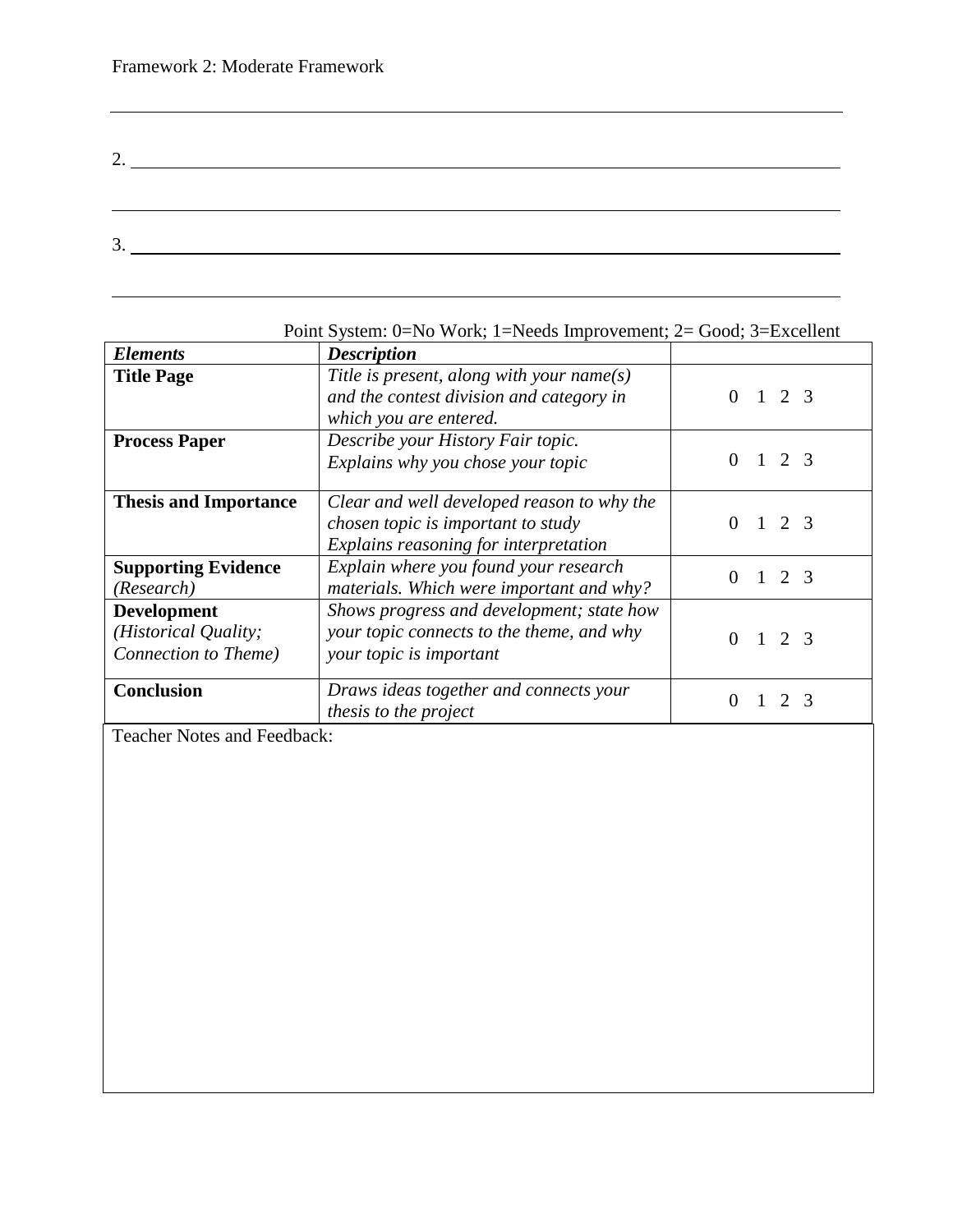Framework 2: Moderate Framework

\_\_\_\_\_\_\_\_\_\_\_\_\_\_\_\_\_\_\_\_\_\_\_\_\_\_\_\_\_\_\_\_\_\_\_\_\_\_\_\_\_\_\_\_\_\_\_\_\_\_\_\_\_\_\_\_\_\_\_\_\_\_\_\_\_\_\_\_\_\_\_\_\_\_

2. \_\_\_\_\_\_\_\_\_\_\_\_\_\_\_\_\_\_\_\_\_\_\_\_\_\_\_\_\_\_\_\_\_\_\_\_\_\_\_\_\_\_\_\_\_\_\_\_\_\_\_\_\_\_\_\_\_\_\_\_\_\_\_\_\_\_\_\_\_\_\_\_

\_\_\_\_\_\_\_\_\_\_\_\_\_\_\_\_\_\_\_\_\_\_\_\_\_\_\_\_\_\_\_\_\_\_\_\_\_\_\_\_\_\_\_\_\_\_\_\_\_\_\_\_\_\_\_\_\_\_\_\_\_\_\_\_\_\_\_\_\_\_\_\_\_\_

3. \_\_\_\_\_\_\_\_\_\_\_\_\_\_\_\_\_\_\_\_\_\_\_\_\_\_\_\_\_\_\_\_\_\_\_\_\_\_\_\_\_\_\_\_\_\_\_\_\_\_\_\_\_\_\_\_\_\_\_\_\_\_\_\_\_\_\_\_\_\_\_\_

\_\_\_\_\_\_\_\_\_\_\_\_\_\_\_\_\_\_\_\_\_\_\_\_\_\_\_\_\_\_\_\_\_\_\_\_\_\_\_\_\_\_\_\_\_\_\_\_\_\_\_\_\_\_\_\_\_\_\_\_\_\_\_\_\_\_\_\_\_\_\_\_\_\_

Point System: 0=No Work; 1=Needs Improvement; 2= Good; 3=Excellent

| ***Elements*** | ***Description*** | |
|---|---|---|
| **Title Page** | *Title is present, along with your name(s) and the contest division and category in which you are entered.* | 0 1 2 3 |
| **Process Paper** | *Describe your History Fair topic. Explains why you chose your topic* | 0 1 2 3 |
| **Thesis and Importance** | *Clear and well developed reason to why the chosen topic is important to study Explains reasoning for interpretation* | 0 1 2 3 |
| **Supporting Evidence** *(Research)* | *Explain where you found your research materials. Which were important and why?* | 0 1 2 3 |
| **Development** *(Historical Quality; Connection to Theme)* | *Shows progress and development; state how your topic connects to the theme, and why your topic is important* | 0 1 2 3 |
| **Conclusion** | *Draws ideas together and connects your thesis to the project* | 0 1 2 3 |

Teacher Notes and Feedback: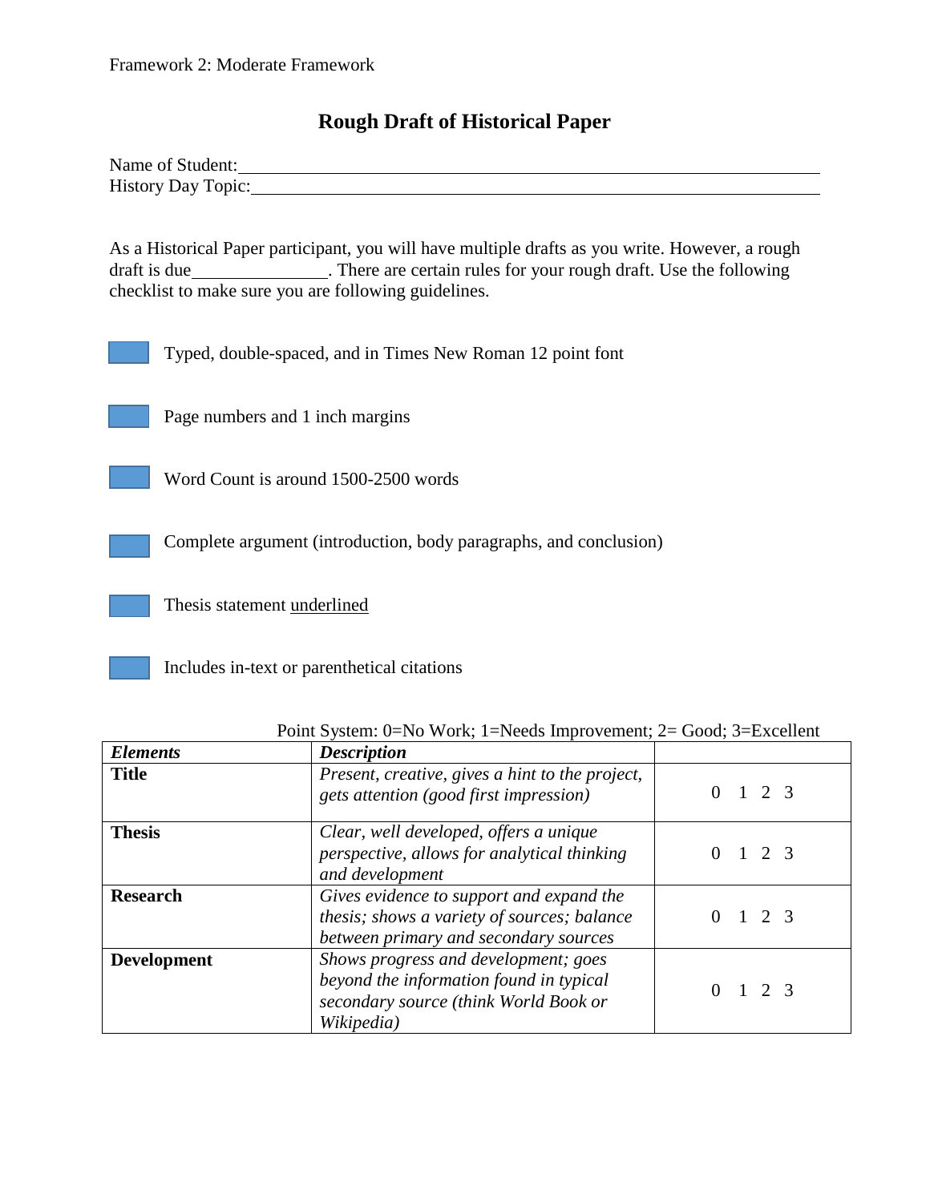Framework 2: Moderate Framework

# Rough Draft of Historical Paper

Name of Student:\_\_\_\_\_\_\_\_\_\_\_\_\_\_\_\_\_\_\_\_\_\_\_\_\_\_\_\_\_\_\_\_\_\_\_\_\_\_\_\_\_\_\_\_\_\_\_\_\_\_\_\_
History Day Topic:\_\_\_\_\_\_\_\_\_\_\_\_\_\_\_\_\_\_\_\_\_\_\_\_\_\_\_\_\_\_\_\_\_\_\_\_\_\_\_\_\_\_\_\_\_\_\_\_\_\_\_

As a Historical Paper participant, you will have multiple drafts as you write. However, a rough draft is due\_\_\_\_\_\_\_\_\_\_\_\_\_\_\_. There are certain rules for your rough draft. Use the following checklist to make sure you are following guidelines.

- [ ] Typed, double-spaced, and in Times New Roman 12 point font
- [ ] Page numbers and 1 inch margins
- [ ] Word Count is around 1500-2500 words
- [ ] Complete argument (introduction, body paragraphs, and conclusion)
- [ ] Thesis statement <u>underlined</u>
- [ ] Includes in-text or parenthetical citations

Point System: 0=No Work; 1=Needs Improvement; 2= Good; 3=Excellent

| ***Elements*** | ***Description*** | |
|---|---|---|
| **Title** | *Present, creative, gives a hint to the project, gets attention (good first impression)* | 0 1 2 3 |
| **Thesis** | *Clear, well developed, offers a unique perspective, allows for analytical thinking and development* | 0 1 2 3 |
| **Research** | *Gives evidence to support and expand the thesis; shows a variety of sources; balance between primary and secondary sources* | 0 1 2 3 |
| **Development** | *Shows progress and development; goes beyond the information found in typical secondary source (think World Book or Wikipedia)* | 0 1 2 3 |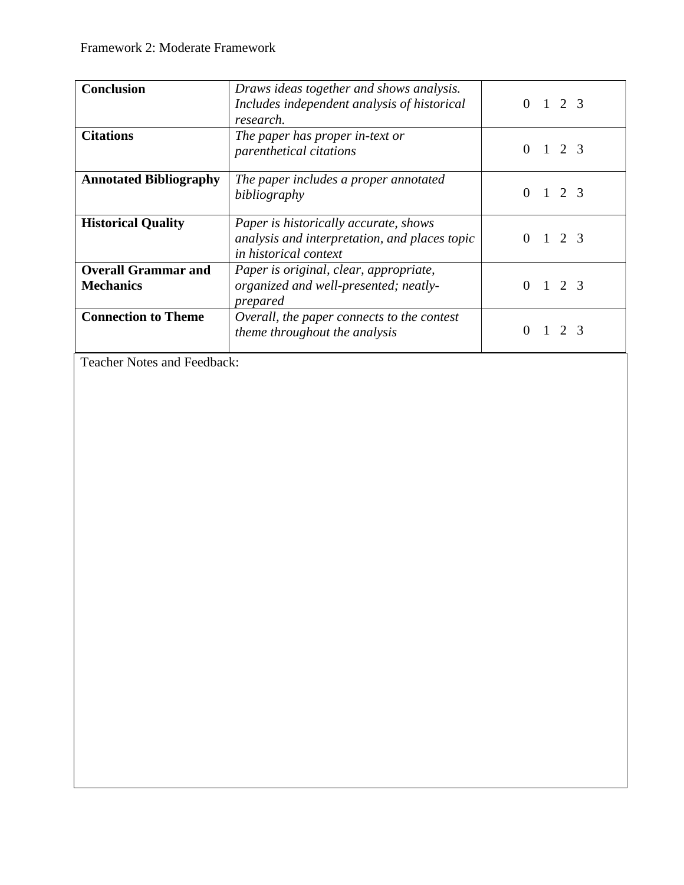Framework 2: Moderate Framework

| | | |
|---|---|---|
| **Conclusion** | *Draws ideas together and shows analysis. Includes independent analysis of historical research.* | 0 1 2 3 |
| **Citations** | *The paper has proper in-text or parenthetical citations* | 0 1 2 3 |
| **Annotated Bibliography** | *The paper includes a proper annotated bibliography* | 0 1 2 3 |
| **Historical Quality** | *Paper is historically accurate, shows analysis and interpretation, and places topic in historical context* | 0 1 2 3 |
| **Overall Grammar and Mechanics** | *Paper is original, clear, appropriate, organized and well-presented; neatly-prepared* | 0 1 2 3 |
| **Connection to Theme** | *Overall, the paper connects to the contest theme throughout the analysis* | 0 1 2 3 |

Teacher Notes and Feedback: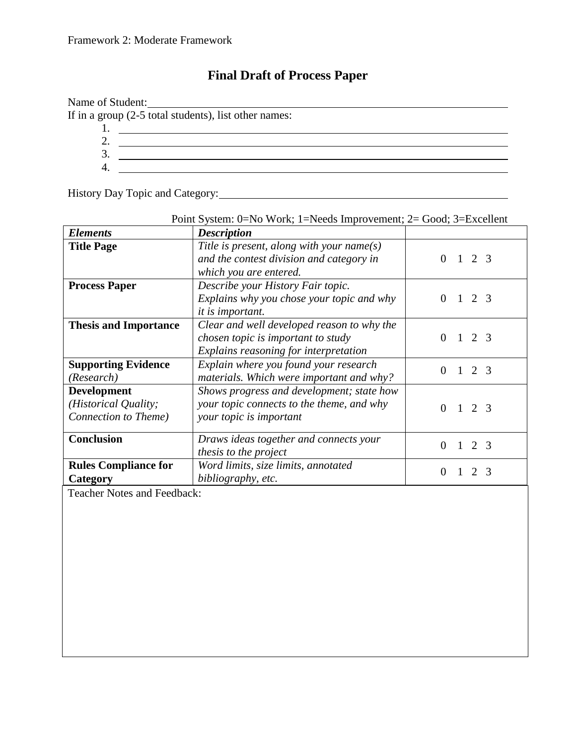Framework 2: Moderate Framework

# Final Draft of Process Paper

Name of Student: ____________________________________________

If in a group (2-5 total students), list other names:

1. ____________________________________________
2. ____________________________________________
3. ____________________________________________
4. ____________________________________________

History Day Topic and Category: ____________________________________________

Point System: 0=No Work; 1=Needs Improvement; 2= Good; 3=Excellent

| ***Elements*** | ***Description*** | |
|---|---|---|
| **Title Page** | *Title is present, along with your name(s) and the contest division and category in which you are entered.* | 0 1 2 3 |
| **Process Paper** | *Describe your History Fair topic. Explains why you chose your topic and why it is important.* | 0 1 2 3 |
| **Thesis and Importance** | *Clear and well developed reason to why the chosen topic is important to study Explains reasoning for interpretation* | 0 1 2 3 |
| **Supporting Evidence** *(Research)* | *Explain where you found your research materials. Which were important and why?* | 0 1 2 3 |
| **Development** *(Historical Quality; Connection to Theme)* | *Shows progress and development; state how your topic connects to the theme, and why your topic is important* | 0 1 2 3 |
| **Conclusion** | *Draws ideas together and connects your thesis to the project* | 0 1 2 3 |
| **Rules Compliance for Category** | *Word limits, size limits, annotated bibliography, etc.* | 0 1 2 3 |

Teacher Notes and Feedback: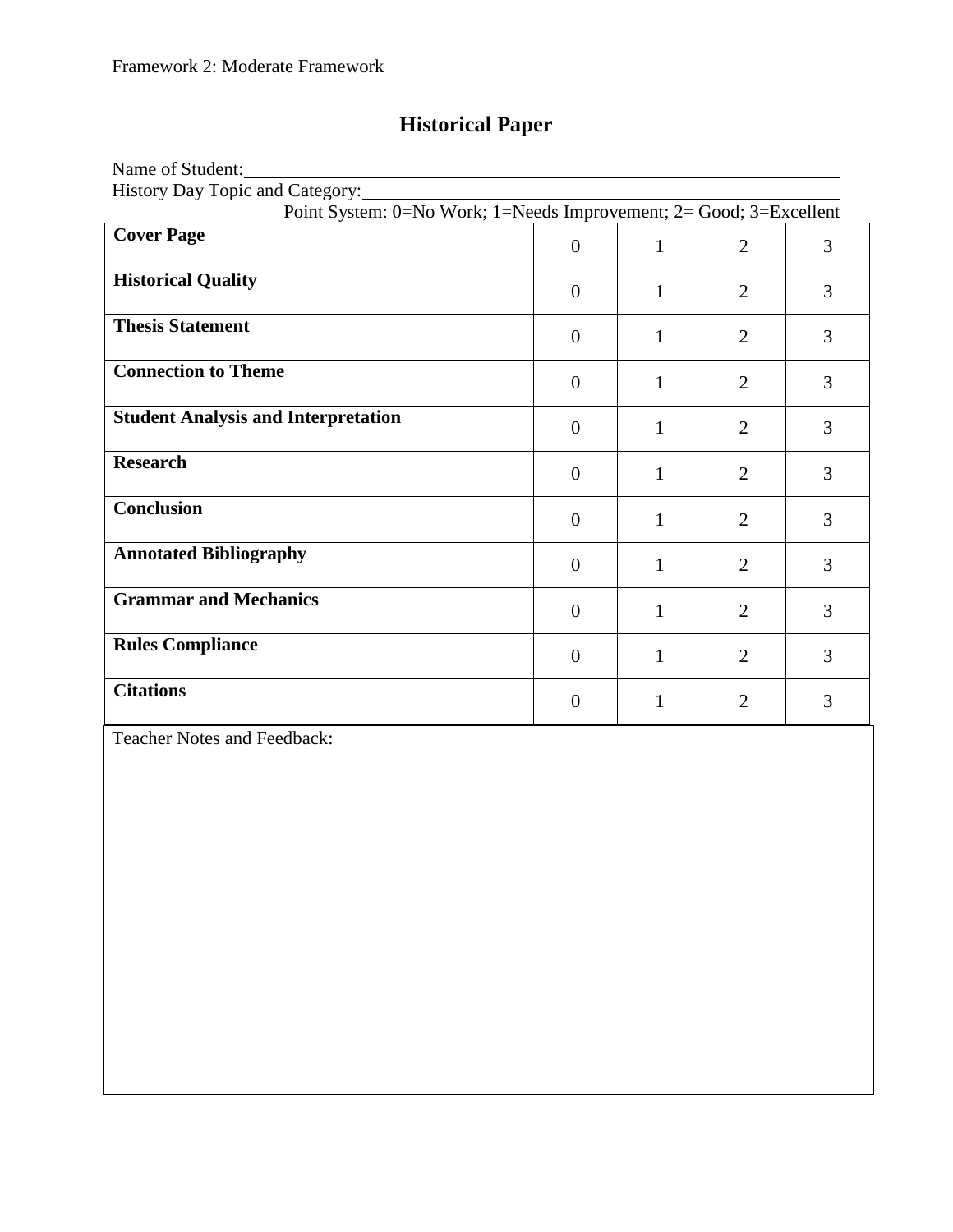Framework 2: Moderate Framework

# Historical Paper

Name of Student:\_\_\_\_\_\_\_\_\_\_\_\_\_\_\_\_\_\_\_\_\_\_\_\_\_\_\_\_\_\_\_\_\_\_\_\_\_\_\_\_\_\_\_\_\_\_\_\_

History Day Topic and Category:\_\_\_\_\_\_\_\_\_\_\_\_\_\_\_\_\_\_\_\_\_\_\_\_\_\_\_\_\_\_\_\_\_\_\_\_\_\_\_\_

Point System: 0=No Work; 1=Needs Improvement; 2= Good; 3=Excellent

| | | | | |
|---|---|---|---|---|
| **Cover Page** | 0 | 1 | 2 | 3 |
| **Historical Quality** | 0 | 1 | 2 | 3 |
| **Thesis Statement** | 0 | 1 | 2 | 3 |
| **Connection to Theme** | 0 | 1 | 2 | 3 |
| **Student Analysis and Interpretation** | 0 | 1 | 2 | 3 |
| **Research** | 0 | 1 | 2 | 3 |
| **Conclusion** | 0 | 1 | 2 | 3 |
| **Annotated Bibliography** | 0 | 1 | 2 | 3 |
| **Grammar and Mechanics** | 0 | 1 | 2 | 3 |
| **Rules Compliance** | 0 | 1 | 2 | 3 |
| **Citations** | 0 | 1 | 2 | 3 |

Teacher Notes and Feedback: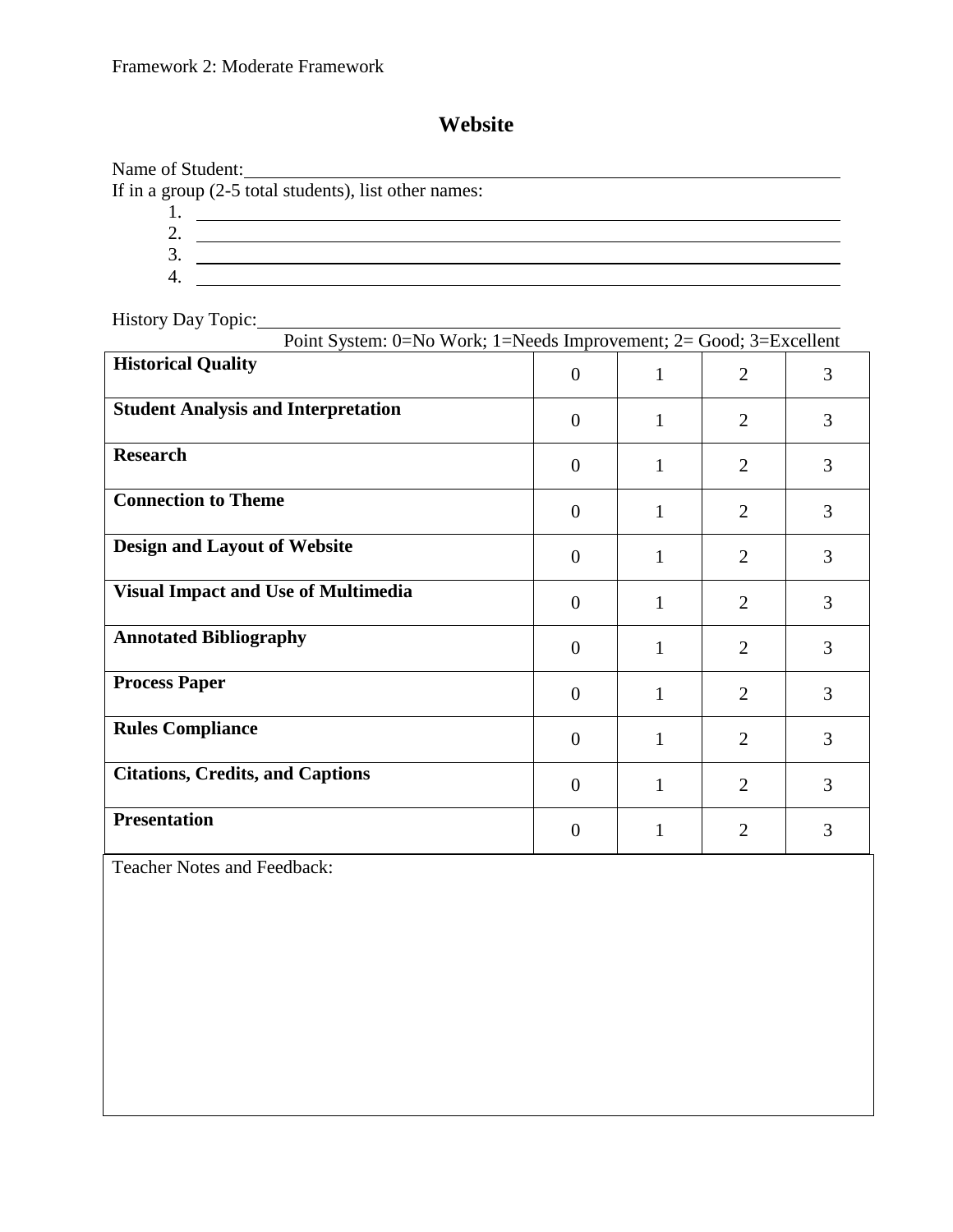Framework 2: Moderate Framework

# Website

Name of Student: ________________________________________

If in a group (2-5 total students), list other names:

1. ________________________________________
2. ________________________________________
3. ________________________________________
4. ________________________________________

History Day Topic: ________________________________________

Point System: 0=No Work; 1=Needs Improvement; 2= Good; 3=Excellent

| | | | | |
|---|---|---|---|---|
| **Historical Quality** | 0 | 1 | 2 | 3 |
| **Student Analysis and Interpretation** | 0 | 1 | 2 | 3 |
| **Research** | 0 | 1 | 2 | 3 |
| **Connection to Theme** | 0 | 1 | 2 | 3 |
| **Design and Layout of Website** | 0 | 1 | 2 | 3 |
| **Visual Impact and Use of Multimedia** | 0 | 1 | 2 | 3 |
| **Annotated Bibliography** | 0 | 1 | 2 | 3 |
| **Process Paper** | 0 | 1 | 2 | 3 |
| **Rules Compliance** | 0 | 1 | 2 | 3 |
| **Citations, Credits, and Captions** | 0 | 1 | 2 | 3 |
| **Presentation** | 0 | 1 | 2 | 3 |

Teacher Notes and Feedback: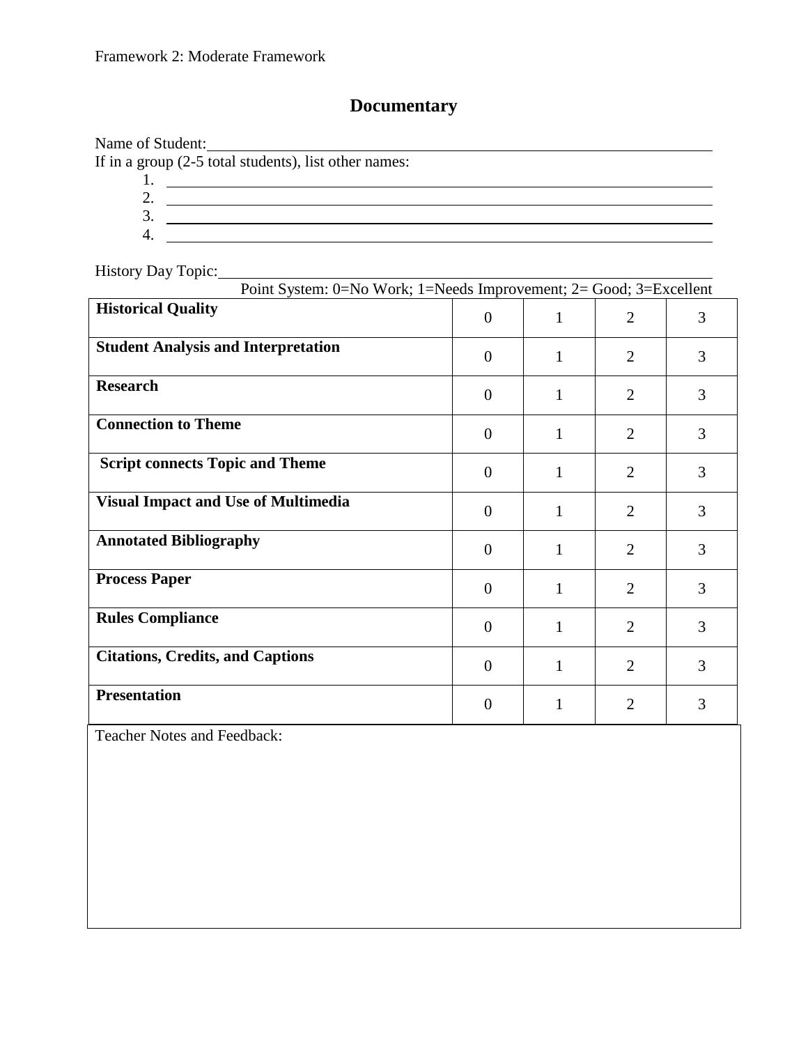Framework 2: Moderate Framework

# Documentary

Name of Student:\_\_\_\_\_\_\_\_\_\_\_\_\_\_\_\_\_\_\_\_\_\_\_\_\_\_\_\_\_\_\_\_\_\_\_\_\_\_\_\_

If in a group (2-5 total students), list other names:

1. \_\_\_\_\_\_\_\_\_\_\_\_\_\_\_\_\_\_\_\_\_\_\_\_\_\_\_\_\_\_\_\_\_\_\_\_\_\_\_\_
2. \_\_\_\_\_\_\_\_\_\_\_\_\_\_\_\_\_\_\_\_\_\_\_\_\_\_\_\_\_\_\_\_\_\_\_\_\_\_\_\_
3. \_\_\_\_\_\_\_\_\_\_\_\_\_\_\_\_\_\_\_\_\_\_\_\_\_\_\_\_\_\_\_\_\_\_\_\_\_\_\_\_
4. \_\_\_\_\_\_\_\_\_\_\_\_\_\_\_\_\_\_\_\_\_\_\_\_\_\_\_\_\_\_\_\_\_\_\_\_\_\_\_\_

History Day Topic:\_\_\_\_\_\_\_\_\_\_\_\_\_\_\_\_\_\_\_\_\_\_\_\_\_\_\_\_\_\_\_\_\_\_\_\_\_\_\_\_

Point System: 0=No Work; 1=Needs Improvement; 2= Good; 3=Excellent

| | | | | |
|---|---|---|---|---|
| **Historical Quality** | 0 | 1 | 2 | 3 |
| **Student Analysis and Interpretation** | 0 | 1 | 2 | 3 |
| **Research** | 0 | 1 | 2 | 3 |
| **Connection to Theme** | 0 | 1 | 2 | 3 |
| **Script connects Topic and Theme** | 0 | 1 | 2 | 3 |
| **Visual Impact and Use of Multimedia** | 0 | 1 | 2 | 3 |
| **Annotated Bibliography** | 0 | 1 | 2 | 3 |
| **Process Paper** | 0 | 1 | 2 | 3 |
| **Rules Compliance** | 0 | 1 | 2 | 3 |
| **Citations, Credits, and Captions** | 0 | 1 | 2 | 3 |
| **Presentation** | 0 | 1 | 2 | 3 |

Teacher Notes and Feedback: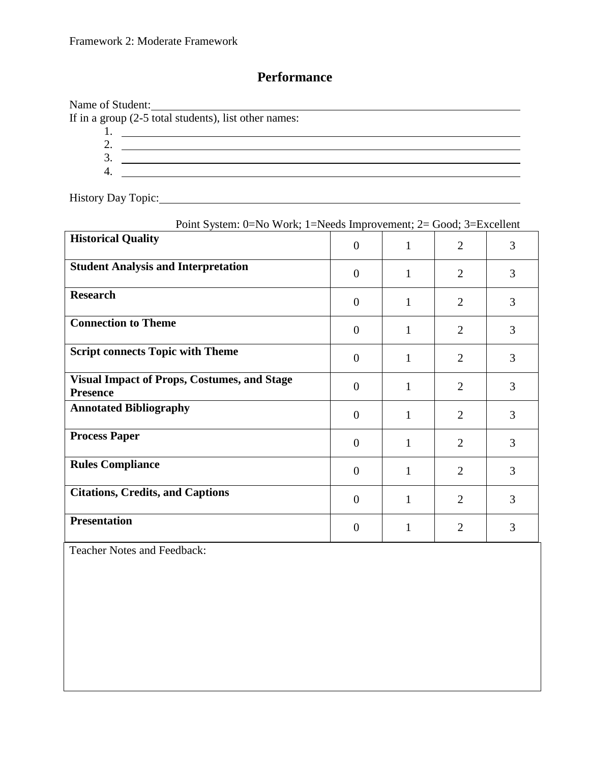Framework 2: Moderate Framework

## Performance

Name of Student: ______________________________

If in a group (2-5 total students), list other names:

1. ______________________________
2. ______________________________
3. ______________________________
4. ______________________________

History Day Topic: ______________________________

Point System: 0=No Work; 1=Needs Improvement; 2= Good; 3=Excellent

| | | | | |
|---|---|---|---|---|
| **Historical Quality** | 0 | 1 | 2 | 3 |
| **Student Analysis and Interpretation** | 0 | 1 | 2 | 3 |
| **Research** | 0 | 1 | 2 | 3 |
| **Connection to Theme** | 0 | 1 | 2 | 3 |
| **Script connects Topic with Theme** | 0 | 1 | 2 | 3 |
| **Visual Impact of Props, Costumes, and Stage Presence** | 0 | 1 | 2 | 3 |
| **Annotated Bibliography** | 0 | 1 | 2 | 3 |
| **Process Paper** | 0 | 1 | 2 | 3 |
| **Rules Compliance** | 0 | 1 | 2 | 3 |
| **Citations, Credits, and Captions** | 0 | 1 | 2 | 3 |
| **Presentation** | 0 | 1 | 2 | 3 |

Teacher Notes and Feedback: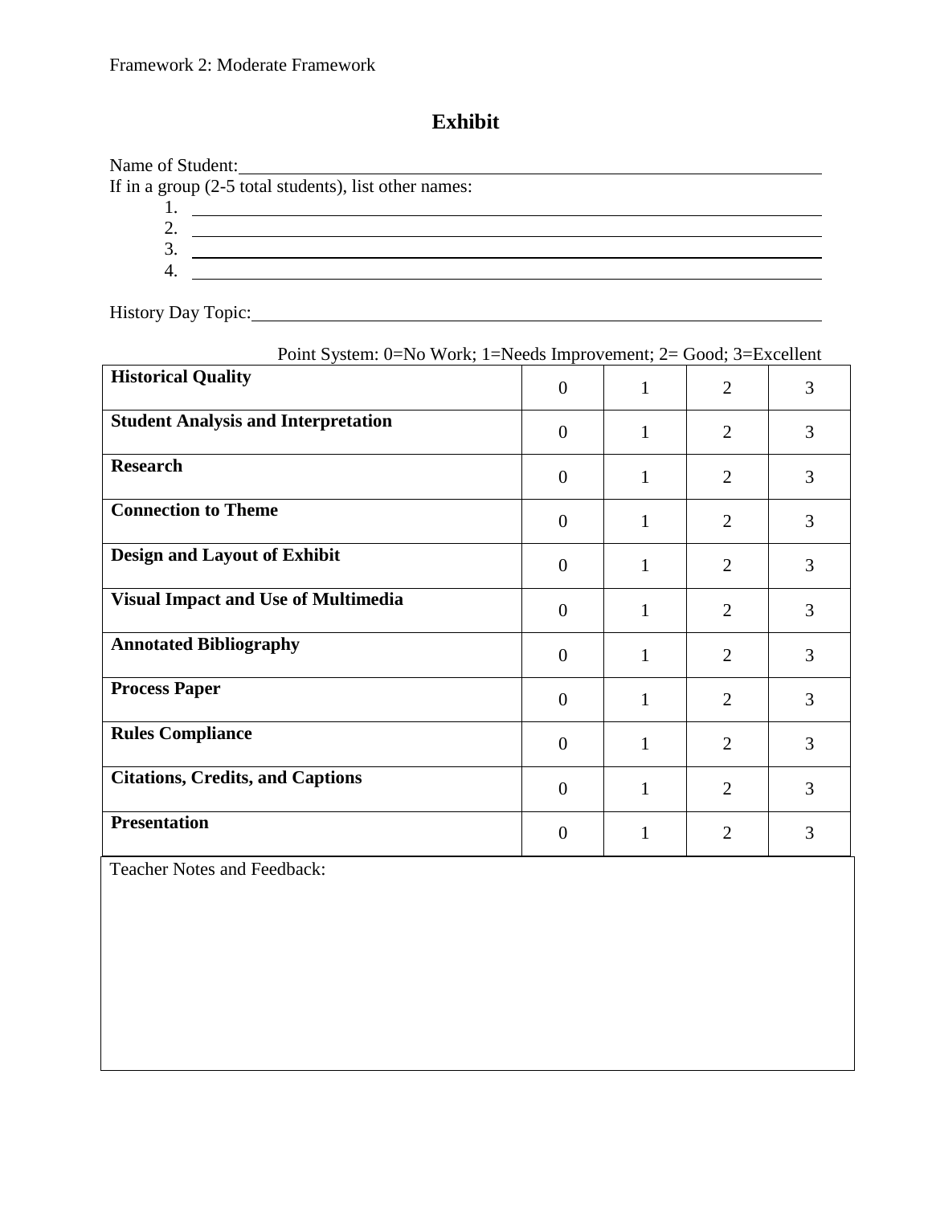Framework 2: Moderate Framework

# Exhibit

Name of Student:\_\_\_\_\_\_\_\_\_\_\_\_\_\_\_\_\_\_\_\_\_\_\_\_\_\_\_\_\_\_\_\_\_\_\_\_\_\_\_\_\_\_\_\_\_\_\_\_\_\_\_\_\_\_\_\_\_\_

If in a group (2-5 total students), list other names:

1. \_\_\_\_\_\_\_\_\_\_\_\_\_\_\_\_\_\_\_\_\_\_\_\_\_\_\_\_\_\_\_\_\_\_\_\_\_\_\_\_\_\_\_\_\_\_\_\_\_\_\_\_\_\_\_\_\_\_
2. \_\_\_\_\_\_\_\_\_\_\_\_\_\_\_\_\_\_\_\_\_\_\_\_\_\_\_\_\_\_\_\_\_\_\_\_\_\_\_\_\_\_\_\_\_\_\_\_\_\_\_\_\_\_\_\_\_\_
3. \_\_\_\_\_\_\_\_\_\_\_\_\_\_\_\_\_\_\_\_\_\_\_\_\_\_\_\_\_\_\_\_\_\_\_\_\_\_\_\_\_\_\_\_\_\_\_\_\_\_\_\_\_\_\_\_\_\_
4. \_\_\_\_\_\_\_\_\_\_\_\_\_\_\_\_\_\_\_\_\_\_\_\_\_\_\_\_\_\_\_\_\_\_\_\_\_\_\_\_\_\_\_\_\_\_\_\_\_\_\_\_\_\_\_\_\_\_

History Day Topic:\_\_\_\_\_\_\_\_\_\_\_\_\_\_\_\_\_\_\_\_\_\_\_\_\_\_\_\_\_\_\_\_\_\_\_\_\_\_\_\_\_\_\_\_\_\_\_\_\_\_\_\_\_\_\_\_

Point System: 0=No Work; 1=Needs Improvement; 2= Good; 3=Excellent

| Criteria | | | | |
|---|---|---|---|---|
| **Historical Quality** | 0 | 1 | 2 | 3 |
| **Student Analysis and Interpretation** | 0 | 1 | 2 | 3 |
| **Research** | 0 | 1 | 2 | 3 |
| **Connection to Theme** | 0 | 1 | 2 | 3 |
| **Design and Layout of Exhibit** | 0 | 1 | 2 | 3 |
| **Visual Impact and Use of Multimedia** | 0 | 1 | 2 | 3 |
| **Annotated Bibliography** | 0 | 1 | 2 | 3 |
| **Process Paper** | 0 | 1 | 2 | 3 |
| **Rules Compliance** | 0 | 1 | 2 | 3 |
| **Citations, Credits, and Captions** | 0 | 1 | 2 | 3 |
| **Presentation** | 0 | 1 | 2 | 3 |

Teacher Notes and Feedback: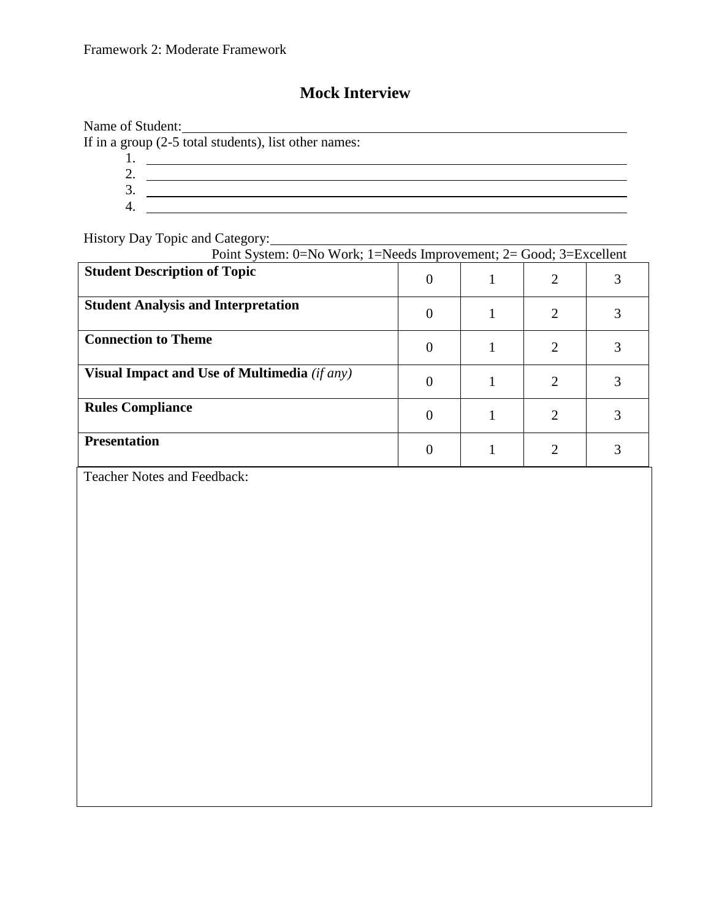Framework 2: Moderate Framework

# Mock Interview

Name of Student: ____________________________________________

If in a group (2-5 total students), list other names:

1. ____________________________________________
2. ____________________________________________
3. ____________________________________________
4. ____________________________________________

History Day Topic and Category: ____________________________________________

Point System: 0=No Work; 1=Needs Improvement; 2= Good; 3=Excellent

| | | | | |
|---|---|---|---|---|
| **Student Description of Topic** | 0 | 1 | 2 | 3 |
| **Student Analysis and Interpretation** | 0 | 1 | 2 | 3 |
| **Connection to Theme** | 0 | 1 | 2 | 3 |
| **Visual Impact and Use of Multimedia** *(if any)* | 0 | 1 | 2 | 3 |
| **Rules Compliance** | 0 | 1 | 2 | 3 |
| **Presentation** | 0 | 1 | 2 | 3 |

Teacher Notes and Feedback: